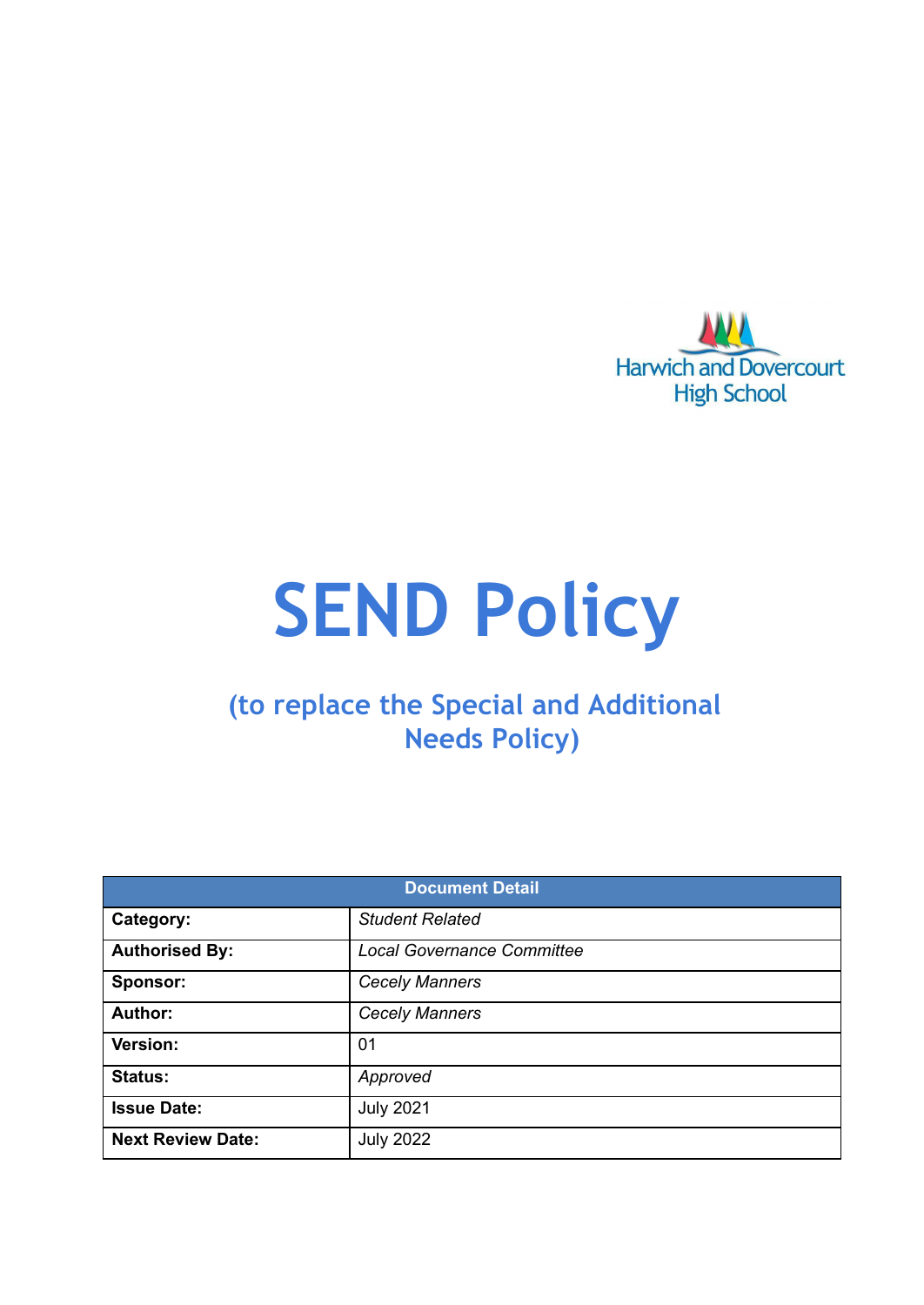Harwich and Dovercourt High School

# SEND Policy

## (to replace the Special and Additional Needs Policy)

| Document Detail | |
|---|---|
| **Category:** | *Student Related* |
| **Authorised By:** | *Local Governance Committee* |
| **Sponsor:** | *Cecely Manners* |
| **Author:** | *Cecely Manners* |
| **Version:** | 01 |
| **Status:** | *Approved* |
| **Issue Date:** | July 2021 |
| **Next Review Date:** | July 2022 |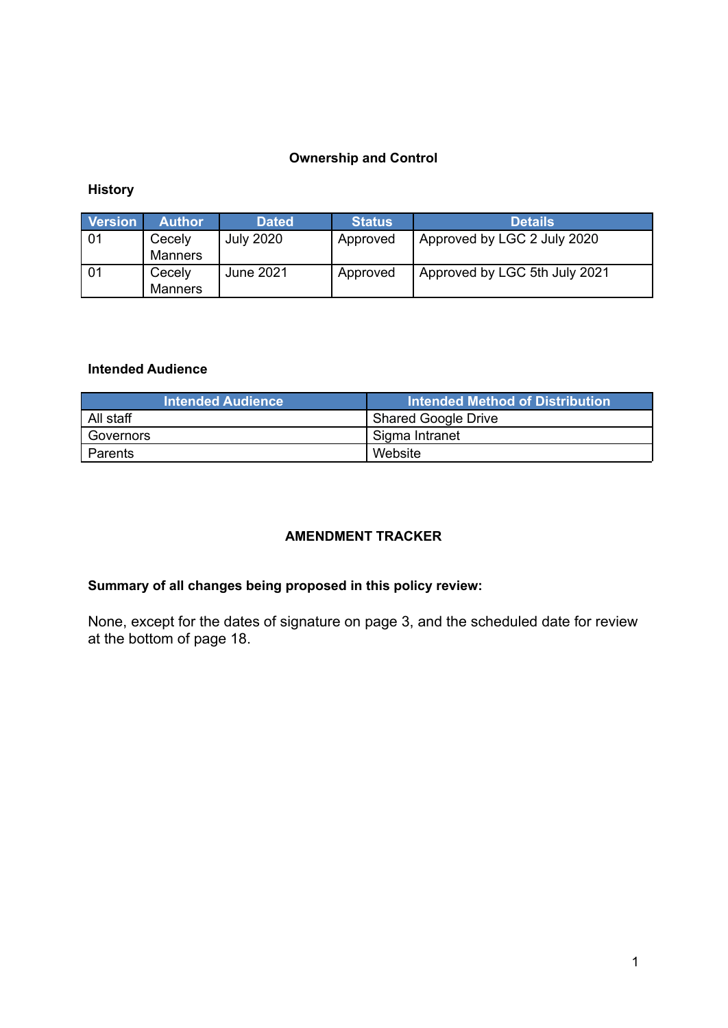## Ownership and Control

### History

| Version | Author | Dated | Status | Details |
|---|---|---|---|---|
| 01 | Cecely Manners | July 2020 | Approved | Approved by LGC 2 July 2020 |
| 01 | Cecely Manners | June 2021 | Approved | Approved by LGC 5th July 2021 |

### Intended Audience

| Intended Audience | Intended Method of Distribution |
|---|---|
| All staff | Shared Google Drive |
| Governors | Sigma Intranet |
| Parents | Website |

## AMENDMENT TRACKER

**Summary of all changes being proposed in this policy review:**

None, except for the dates of signature on page 3, and the scheduled date for review at the bottom of page 18.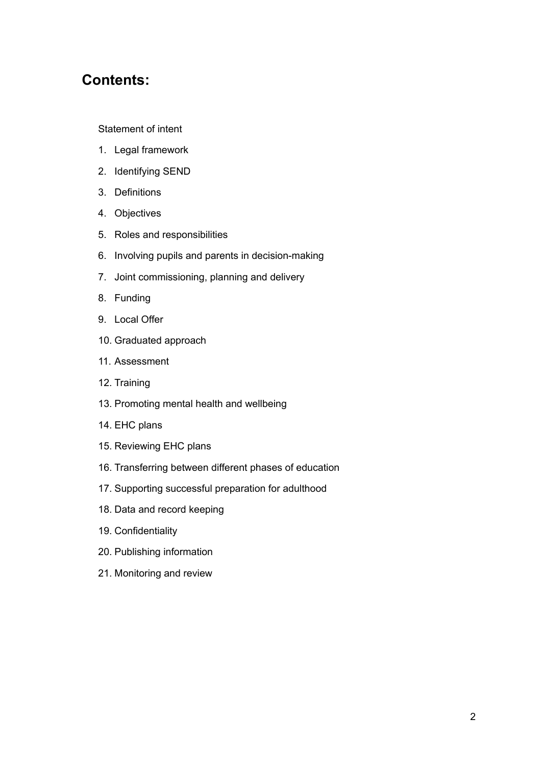## Contents:

Statement of intent

1. Legal framework
2. Identifying SEND
3. Definitions
4. Objectives
5. Roles and responsibilities
6. Involving pupils and parents in decision-making
7. Joint commissioning, planning and delivery
8. Funding
9. Local Offer
10. Graduated approach
11. Assessment
12. Training
13. Promoting mental health and wellbeing
14. EHC plans
15. Reviewing EHC plans
16. Transferring between different phases of education
17. Supporting successful preparation for adulthood
18. Data and record keeping
19. Confidentiality
20. Publishing information
21. Monitoring and review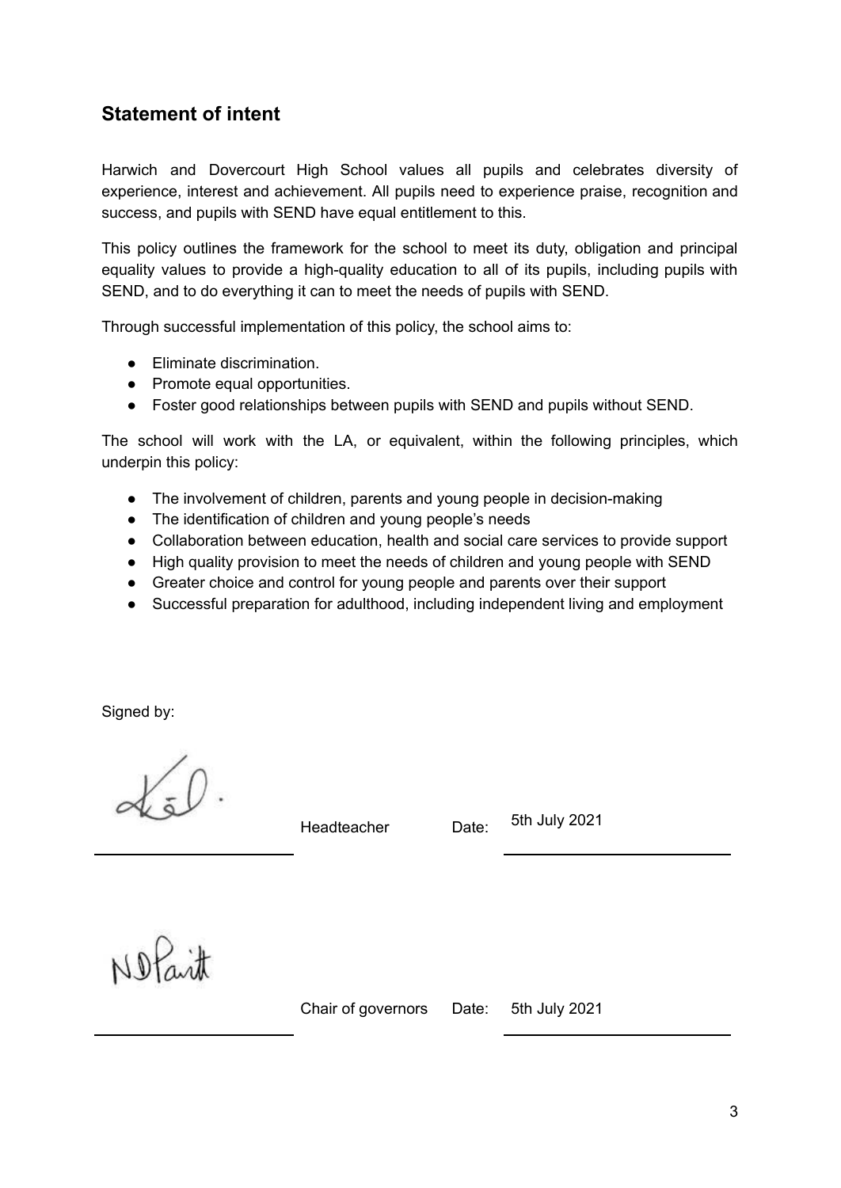## Statement of intent

Harwich and Dovercourt High School values all pupils and celebrates diversity of experience, interest and achievement. All pupils need to experience praise, recognition and success, and pupils with SEND have equal entitlement to this.

This policy outlines the framework for the school to meet its duty, obligation and principal equality values to provide a high-quality education to all of its pupils, including pupils with SEND, and to do everything it can to meet the needs of pupils with SEND.

Through successful implementation of this policy, the school aims to:

- Eliminate discrimination.
- Promote equal opportunities.
- Foster good relationships between pupils with SEND and pupils without SEND.

The school will work with the LA, or equivalent, within the following principles, which underpin this policy:

- The involvement of children, parents and young people in decision-making
- The identification of children and young people's needs
- Collaboration between education, health and social care services to provide support
- High quality provision to meet the needs of children and young people with SEND
- Greater choice and control for young people and parents over their support
- Successful preparation for adulthood, including independent living and employment

Signed by:

Headteacher Date: 5th July 2021

Chair of governors Date: 5th July 2021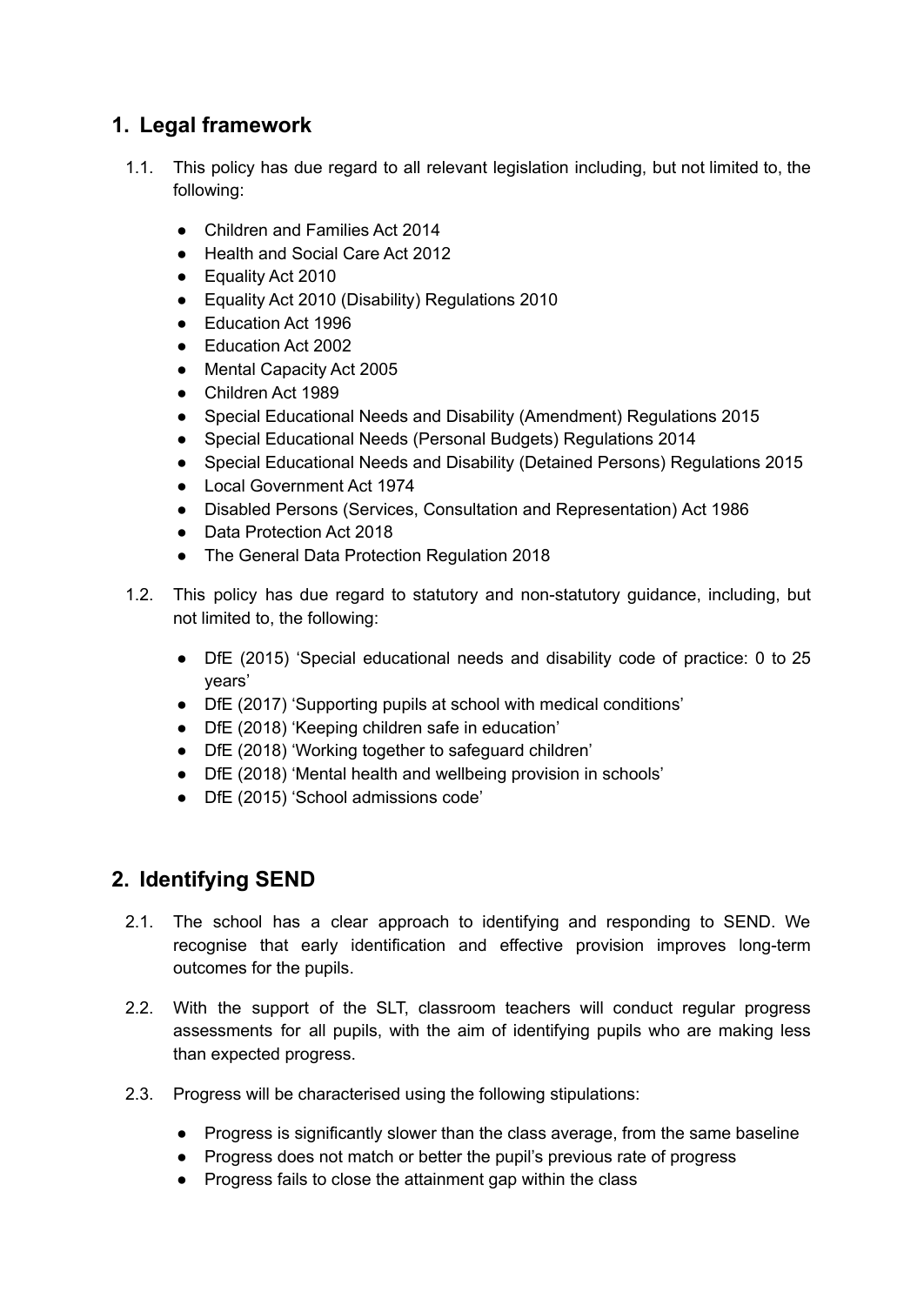## 1. Legal framework

1.1. This policy has due regard to all relevant legislation including, but not limited to, the following:

- Children and Families Act 2014
- Health and Social Care Act 2012
- Equality Act 2010
- Equality Act 2010 (Disability) Regulations 2010
- Education Act 1996
- Education Act 2002
- Mental Capacity Act 2005
- Children Act 1989
- Special Educational Needs and Disability (Amendment) Regulations 2015
- Special Educational Needs (Personal Budgets) Regulations 2014
- Special Educational Needs and Disability (Detained Persons) Regulations 2015
- Local Government Act 1974
- Disabled Persons (Services, Consultation and Representation) Act 1986
- Data Protection Act 2018
- The General Data Protection Regulation 2018

1.2. This policy has due regard to statutory and non-statutory guidance, including, but not limited to, the following:

- DfE (2015) 'Special educational needs and disability code of practice: 0 to 25 years'
- DfE (2017) 'Supporting pupils at school with medical conditions'
- DfE (2018) 'Keeping children safe in education'
- DfE (2018) 'Working together to safeguard children'
- DfE (2018) 'Mental health and wellbeing provision in schools'
- DfE (2015) 'School admissions code'

## 2. Identifying SEND

2.1. The school has a clear approach to identifying and responding to SEND. We recognise that early identification and effective provision improves long-term outcomes for the pupils.

2.2. With the support of the SLT, classroom teachers will conduct regular progress assessments for all pupils, with the aim of identifying pupils who are making less than expected progress.

2.3. Progress will be characterised using the following stipulations:

- Progress is significantly slower than the class average, from the same baseline
- Progress does not match or better the pupil's previous rate of progress
- Progress fails to close the attainment gap within the class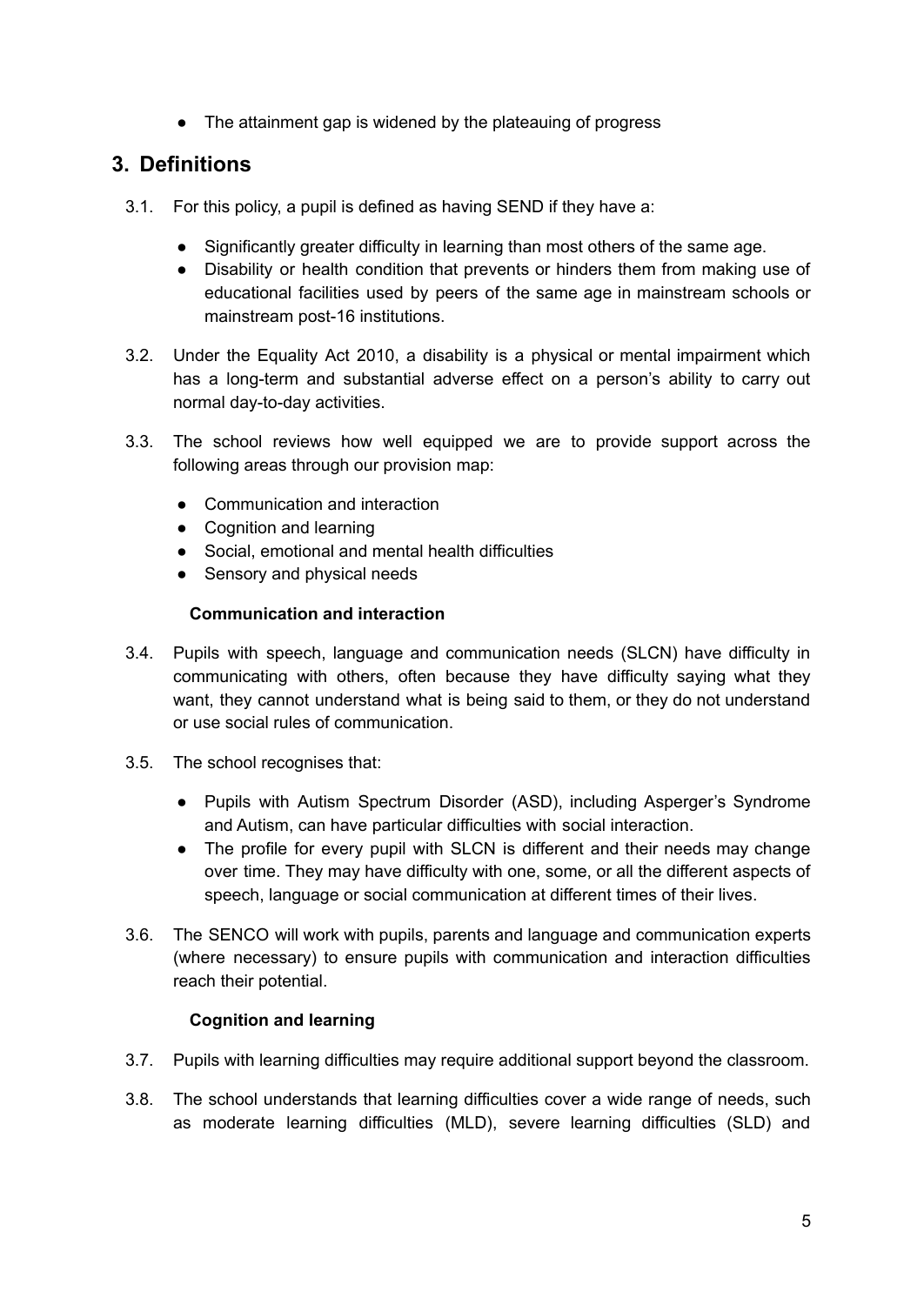- The attainment gap is widened by the plateauing of progress

## 3. Definitions

3.1. For this policy, a pupil is defined as having SEND if they have a:

- Significantly greater difficulty in learning than most others of the same age.
- Disability or health condition that prevents or hinders them from making use of educational facilities used by peers of the same age in mainstream schools or mainstream post-16 institutions.

3.2. Under the Equality Act 2010, a disability is a physical or mental impairment which has a long-term and substantial adverse effect on a person's ability to carry out normal day-to-day activities.

3.3. The school reviews how well equipped we are to provide support across the following areas through our provision map:

- Communication and interaction
- Cognition and learning
- Social, emotional and mental health difficulties
- Sensory and physical needs

**Communication and interaction**

3.4. Pupils with speech, language and communication needs (SLCN) have difficulty in communicating with others, often because they have difficulty saying what they want, they cannot understand what is being said to them, or they do not understand or use social rules of communication.

3.5. The school recognises that:

- Pupils with Autism Spectrum Disorder (ASD), including Asperger's Syndrome and Autism, can have particular difficulties with social interaction.
- The profile for every pupil with SLCN is different and their needs may change over time. They may have difficulty with one, some, or all the different aspects of speech, language or social communication at different times of their lives.

3.6. The SENCO will work with pupils, parents and language and communication experts (where necessary) to ensure pupils with communication and interaction difficulties reach their potential.

**Cognition and learning**

3.7. Pupils with learning difficulties may require additional support beyond the classroom.

3.8. The school understands that learning difficulties cover a wide range of needs, such as moderate learning difficulties (MLD), severe learning difficulties (SLD) and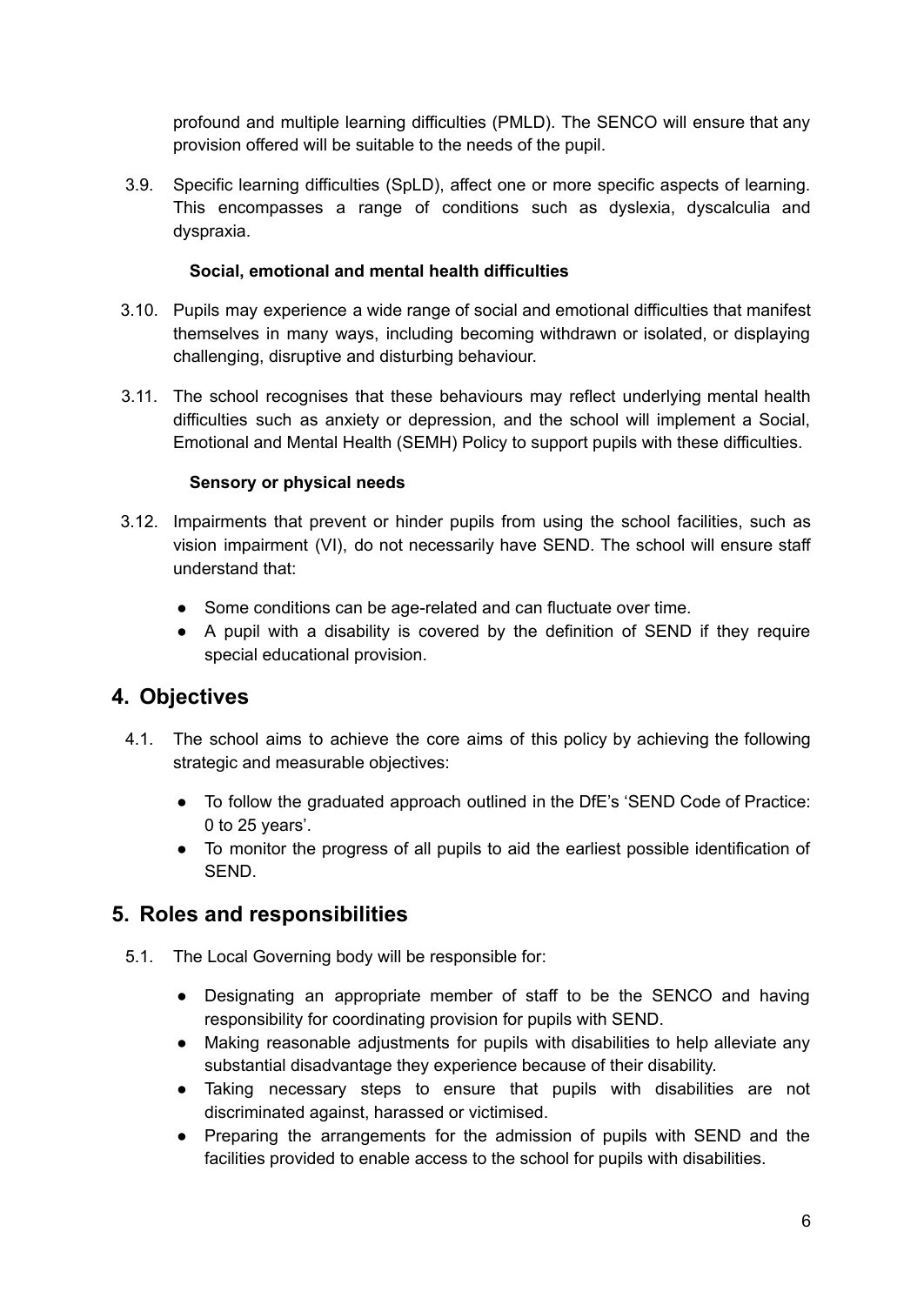profound and multiple learning difficulties (PMLD). The SENCO will ensure that any provision offered will be suitable to the needs of the pupil.

3.9. Specific learning difficulties (SpLD), affect one or more specific aspects of learning. This encompasses a range of conditions such as dyslexia, dyscalculia and dyspraxia.

**Social, emotional and mental health difficulties**

3.10. Pupils may experience a wide range of social and emotional difficulties that manifest themselves in many ways, including becoming withdrawn or isolated, or displaying challenging, disruptive and disturbing behaviour.

3.11. The school recognises that these behaviours may reflect underlying mental health difficulties such as anxiety or depression, and the school will implement a Social, Emotional and Mental Health (SEMH) Policy to support pupils with these difficulties.

**Sensory or physical needs**

3.12. Impairments that prevent or hinder pupils from using the school facilities, such as vision impairment (VI), do not necessarily have SEND. The school will ensure staff understand that:

- Some conditions can be age-related and can fluctuate over time.
- A pupil with a disability is covered by the definition of SEND if they require special educational provision.

## 4. Objectives

4.1. The school aims to achieve the core aims of this policy by achieving the following strategic and measurable objectives:

- To follow the graduated approach outlined in the DfE's 'SEND Code of Practice: 0 to 25 years'.
- To monitor the progress of all pupils to aid the earliest possible identification of SEND.

## 5. Roles and responsibilities

5.1. The Local Governing body will be responsible for:

- Designating an appropriate member of staff to be the SENCO and having responsibility for coordinating provision for pupils with SEND.
- Making reasonable adjustments for pupils with disabilities to help alleviate any substantial disadvantage they experience because of their disability.
- Taking necessary steps to ensure that pupils with disabilities are not discriminated against, harassed or victimised.
- Preparing the arrangements for the admission of pupils with SEND and the facilities provided to enable access to the school for pupils with disabilities.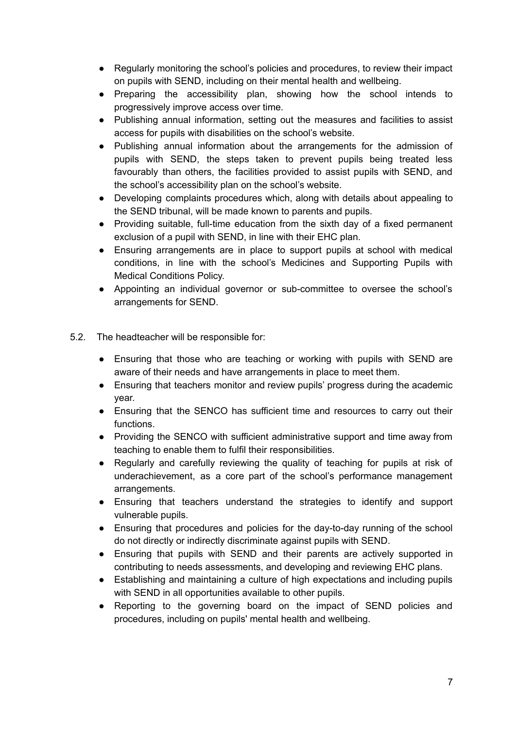- Regularly monitoring the school's policies and procedures, to review their impact on pupils with SEND, including on their mental health and wellbeing.
- Preparing the accessibility plan, showing how the school intends to progressively improve access over time.
- Publishing annual information, setting out the measures and facilities to assist access for pupils with disabilities on the school's website.
- Publishing annual information about the arrangements for the admission of pupils with SEND, the steps taken to prevent pupils being treated less favourably than others, the facilities provided to assist pupils with SEND, and the school's accessibility plan on the school's website.
- Developing complaints procedures which, along with details about appealing to the SEND tribunal, will be made known to parents and pupils.
- Providing suitable, full-time education from the sixth day of a fixed permanent exclusion of a pupil with SEND, in line with their EHC plan.
- Ensuring arrangements are in place to support pupils at school with medical conditions, in line with the school's Medicines and Supporting Pupils with Medical Conditions Policy.
- Appointing an individual governor or sub-committee to oversee the school's arrangements for SEND.

5.2. The headteacher will be responsible for:

- Ensuring that those who are teaching or working with pupils with SEND are aware of their needs and have arrangements in place to meet them.
- Ensuring that teachers monitor and review pupils' progress during the academic year.
- Ensuring that the SENCO has sufficient time and resources to carry out their functions.
- Providing the SENCO with sufficient administrative support and time away from teaching to enable them to fulfil their responsibilities.
- Regularly and carefully reviewing the quality of teaching for pupils at risk of underachievement, as a core part of the school's performance management arrangements.
- Ensuring that teachers understand the strategies to identify and support vulnerable pupils.
- Ensuring that procedures and policies for the day-to-day running of the school do not directly or indirectly discriminate against pupils with SEND.
- Ensuring that pupils with SEND and their parents are actively supported in contributing to needs assessments, and developing and reviewing EHC plans.
- Establishing and maintaining a culture of high expectations and including pupils with SEND in all opportunities available to other pupils.
- Reporting to the governing board on the impact of SEND policies and procedures, including on pupils' mental health and wellbeing.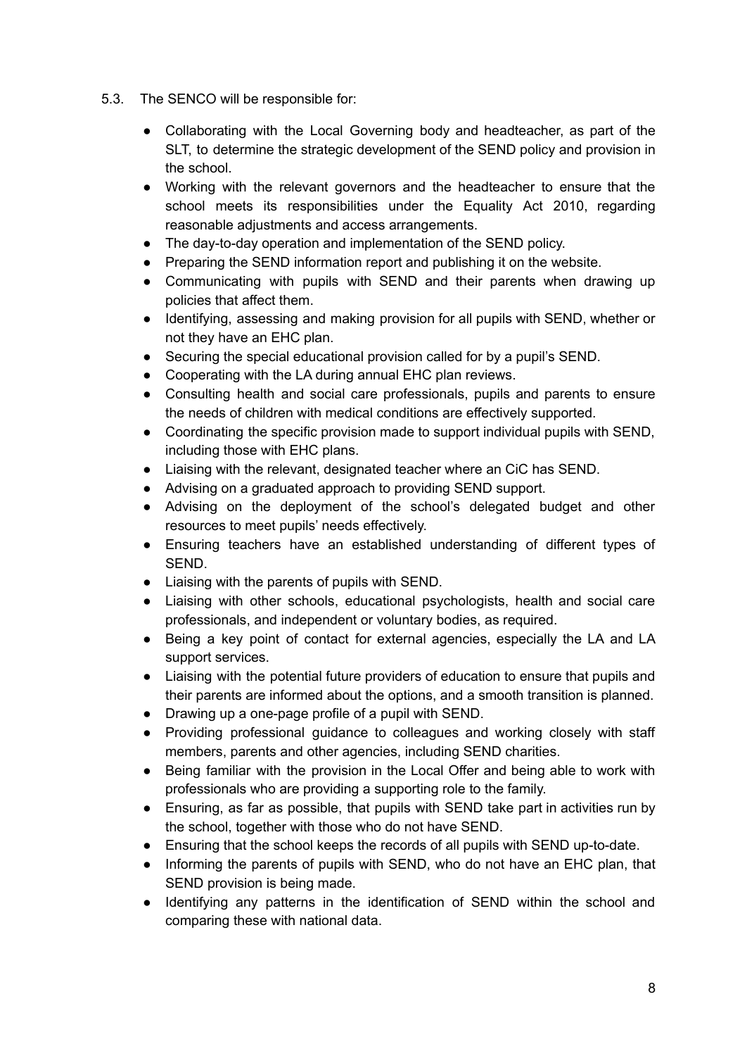5.3. The SENCO will be responsible for:

- Collaborating with the Local Governing body and headteacher, as part of the SLT, to determine the strategic development of the SEND policy and provision in the school.
- Working with the relevant governors and the headteacher to ensure that the school meets its responsibilities under the Equality Act 2010, regarding reasonable adjustments and access arrangements.
- The day-to-day operation and implementation of the SEND policy.
- Preparing the SEND information report and publishing it on the website.
- Communicating with pupils with SEND and their parents when drawing up policies that affect them.
- Identifying, assessing and making provision for all pupils with SEND, whether or not they have an EHC plan.
- Securing the special educational provision called for by a pupil's SEND.
- Cooperating with the LA during annual EHC plan reviews.
- Consulting health and social care professionals, pupils and parents to ensure the needs of children with medical conditions are effectively supported.
- Coordinating the specific provision made to support individual pupils with SEND, including those with EHC plans.
- Liaising with the relevant, designated teacher where an CiC has SEND.
- Advising on a graduated approach to providing SEND support.
- Advising on the deployment of the school's delegated budget and other resources to meet pupils' needs effectively.
- Ensuring teachers have an established understanding of different types of SEND.
- Liaising with the parents of pupils with SEND.
- Liaising with other schools, educational psychologists, health and social care professionals, and independent or voluntary bodies, as required.
- Being a key point of contact for external agencies, especially the LA and LA support services.
- Liaising with the potential future providers of education to ensure that pupils and their parents are informed about the options, and a smooth transition is planned.
- Drawing up a one-page profile of a pupil with SEND.
- Providing professional guidance to colleagues and working closely with staff members, parents and other agencies, including SEND charities.
- Being familiar with the provision in the Local Offer and being able to work with professionals who are providing a supporting role to the family.
- Ensuring, as far as possible, that pupils with SEND take part in activities run by the school, together with those who do not have SEND.
- Ensuring that the school keeps the records of all pupils with SEND up-to-date.
- Informing the parents of pupils with SEND, who do not have an EHC plan, that SEND provision is being made.
- Identifying any patterns in the identification of SEND within the school and comparing these with national data.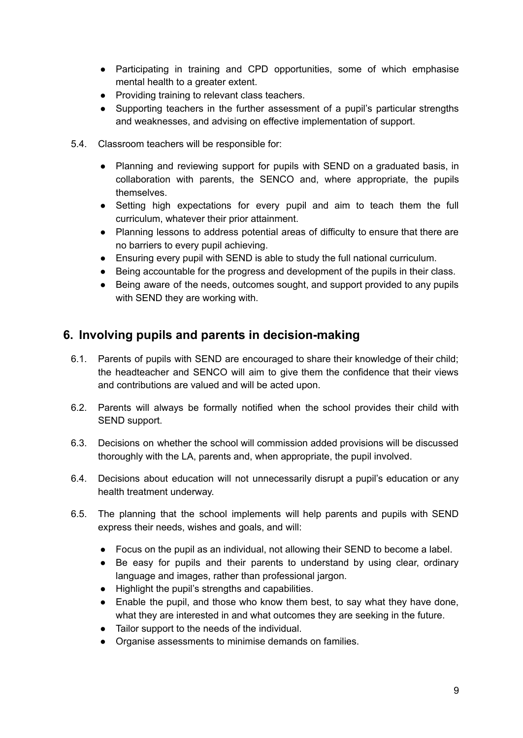- Participating in training and CPD opportunities, some of which emphasise mental health to a greater extent.
- Providing training to relevant class teachers.
- Supporting teachers in the further assessment of a pupil's particular strengths and weaknesses, and advising on effective implementation of support.

5.4. Classroom teachers will be responsible for:

- Planning and reviewing support for pupils with SEND on a graduated basis, in collaboration with parents, the SENCO and, where appropriate, the pupils themselves.
- Setting high expectations for every pupil and aim to teach them the full curriculum, whatever their prior attainment.
- Planning lessons to address potential areas of difficulty to ensure that there are no barriers to every pupil achieving.
- Ensuring every pupil with SEND is able to study the full national curriculum.
- Being accountable for the progress and development of the pupils in their class.
- Being aware of the needs, outcomes sought, and support provided to any pupils with SEND they are working with.

## 6. Involving pupils and parents in decision-making

6.1. Parents of pupils with SEND are encouraged to share their knowledge of their child; the headteacher and SENCO will aim to give them the confidence that their views and contributions are valued and will be acted upon.

6.2. Parents will always be formally notified when the school provides their child with SEND support.

6.3. Decisions on whether the school will commission added provisions will be discussed thoroughly with the LA, parents and, when appropriate, the pupil involved.

6.4. Decisions about education will not unnecessarily disrupt a pupil's education or any health treatment underway.

6.5. The planning that the school implements will help parents and pupils with SEND express their needs, wishes and goals, and will:

- Focus on the pupil as an individual, not allowing their SEND to become a label.
- Be easy for pupils and their parents to understand by using clear, ordinary language and images, rather than professional jargon.
- Highlight the pupil's strengths and capabilities.
- Enable the pupil, and those who know them best, to say what they have done, what they are interested in and what outcomes they are seeking in the future.
- Tailor support to the needs of the individual.
- Organise assessments to minimise demands on families.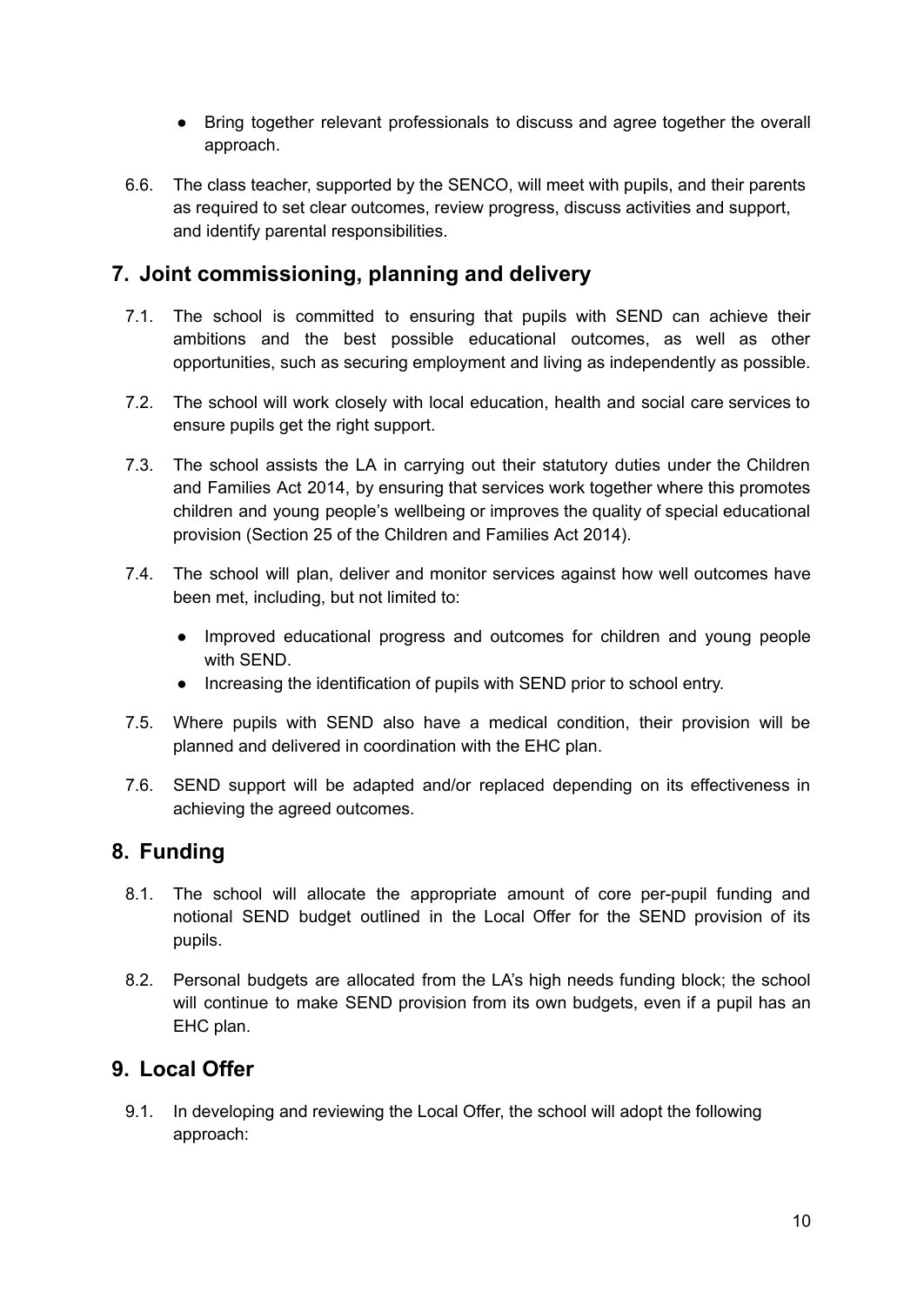- Bring together relevant professionals to discuss and agree together the overall approach.

6.6. The class teacher, supported by the SENCO, will meet with pupils, and their parents as required to set clear outcomes, review progress, discuss activities and support, and identify parental responsibilities.

## 7. Joint commissioning, planning and delivery

7.1. The school is committed to ensuring that pupils with SEND can achieve their ambitions and the best possible educational outcomes, as well as other opportunities, such as securing employment and living as independently as possible.

7.2. The school will work closely with local education, health and social care services to ensure pupils get the right support.

7.3. The school assists the LA in carrying out their statutory duties under the Children and Families Act 2014, by ensuring that services work together where this promotes children and young people's wellbeing or improves the quality of special educational provision (Section 25 of the Children and Families Act 2014).

7.4. The school will plan, deliver and monitor services against how well outcomes have been met, including, but not limited to:

- Improved educational progress and outcomes for children and young people with SEND.
- Increasing the identification of pupils with SEND prior to school entry.

7.5. Where pupils with SEND also have a medical condition, their provision will be planned and delivered in coordination with the EHC plan.

7.6. SEND support will be adapted and/or replaced depending on its effectiveness in achieving the agreed outcomes.

## 8. Funding

8.1. The school will allocate the appropriate amount of core per-pupil funding and notional SEND budget outlined in the Local Offer for the SEND provision of its pupils.

8.2. Personal budgets are allocated from the LA's high needs funding block; the school will continue to make SEND provision from its own budgets, even if a pupil has an EHC plan.

## 9. Local Offer

9.1. In developing and reviewing the Local Offer, the school will adopt the following approach: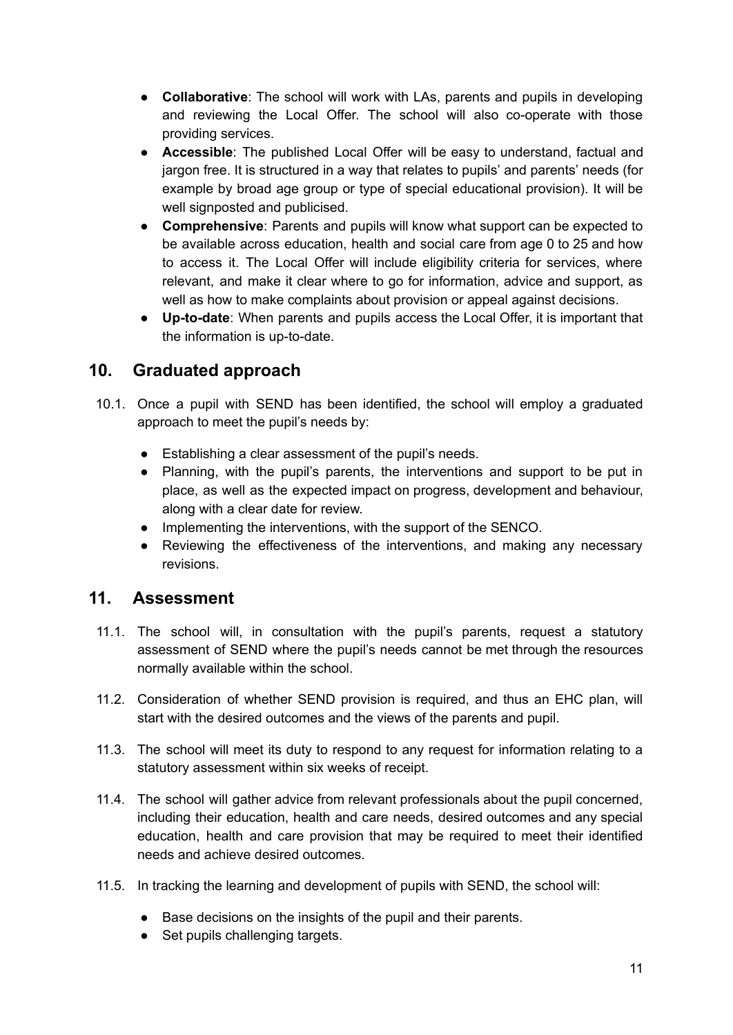- **Collaborative**: The school will work with LAs, parents and pupils in developing and reviewing the Local Offer. The school will also co-operate with those providing services.
- **Accessible**: The published Local Offer will be easy to understand, factual and jargon free. It is structured in a way that relates to pupils' and parents' needs (for example by broad age group or type of special educational provision). It will be well signposted and publicised.
- **Comprehensive**: Parents and pupils will know what support can be expected to be available across education, health and social care from age 0 to 25 and how to access it. The Local Offer will include eligibility criteria for services, where relevant, and make it clear where to go for information, advice and support, as well as how to make complaints about provision or appeal against decisions.
- **Up-to-date**: When parents and pupils access the Local Offer, it is important that the information is up-to-date.

## 10. Graduated approach

10.1. Once a pupil with SEND has been identified, the school will employ a graduated approach to meet the pupil's needs by:

- Establishing a clear assessment of the pupil's needs.
- Planning, with the pupil's parents, the interventions and support to be put in place, as well as the expected impact on progress, development and behaviour, along with a clear date for review.
- Implementing the interventions, with the support of the SENCO.
- Reviewing the effectiveness of the interventions, and making any necessary revisions.

## 11. Assessment

11.1. The school will, in consultation with the pupil's parents, request a statutory assessment of SEND where the pupil's needs cannot be met through the resources normally available within the school.

11.2. Consideration of whether SEND provision is required, and thus an EHC plan, will start with the desired outcomes and the views of the parents and pupil.

11.3. The school will meet its duty to respond to any request for information relating to a statutory assessment within six weeks of receipt.

11.4. The school will gather advice from relevant professionals about the pupil concerned, including their education, health and care needs, desired outcomes and any special education, health and care provision that may be required to meet their identified needs and achieve desired outcomes.

11.5. In tracking the learning and development of pupils with SEND, the school will:

- Base decisions on the insights of the pupil and their parents.
- Set pupils challenging targets.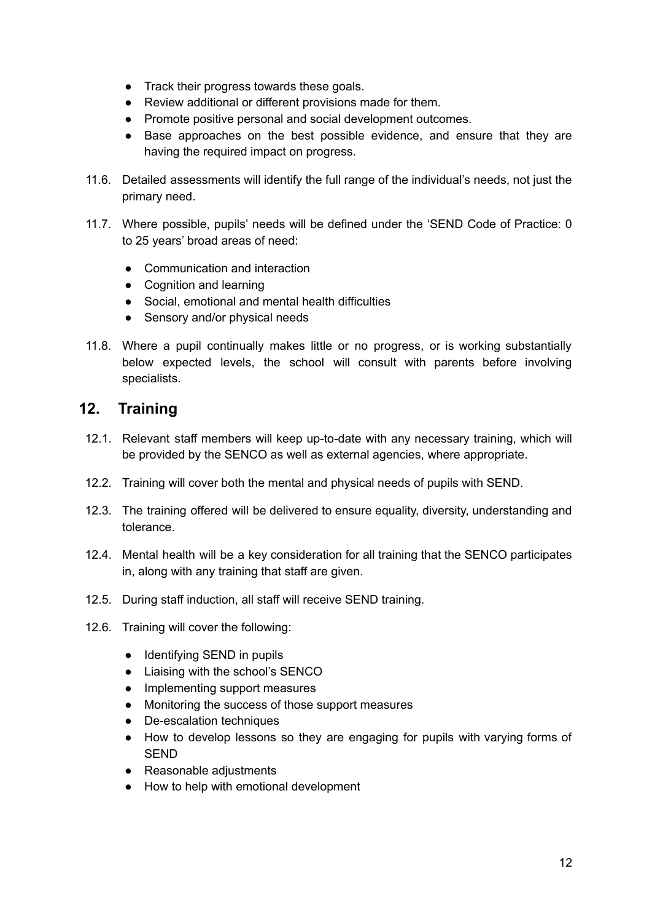- Track their progress towards these goals.
- Review additional or different provisions made for them.
- Promote positive personal and social development outcomes.
- Base approaches on the best possible evidence, and ensure that they are having the required impact on progress.

11.6. Detailed assessments will identify the full range of the individual's needs, not just the primary need.

11.7. Where possible, pupils' needs will be defined under the 'SEND Code of Practice: 0 to 25 years' broad areas of need:

- Communication and interaction
- Cognition and learning
- Social, emotional and mental health difficulties
- Sensory and/or physical needs

11.8. Where a pupil continually makes little or no progress, or is working substantially below expected levels, the school will consult with parents before involving specialists.

## 12. Training

12.1. Relevant staff members will keep up-to-date with any necessary training, which will be provided by the SENCO as well as external agencies, where appropriate.

12.2. Training will cover both the mental and physical needs of pupils with SEND.

12.3. The training offered will be delivered to ensure equality, diversity, understanding and tolerance.

12.4. Mental health will be a key consideration for all training that the SENCO participates in, along with any training that staff are given.

12.5. During staff induction, all staff will receive SEND training.

12.6. Training will cover the following:

- Identifying SEND in pupils
- Liaising with the school's SENCO
- Implementing support measures
- Monitoring the success of those support measures
- De-escalation techniques
- How to develop lessons so they are engaging for pupils with varying forms of SEND
- Reasonable adjustments
- How to help with emotional development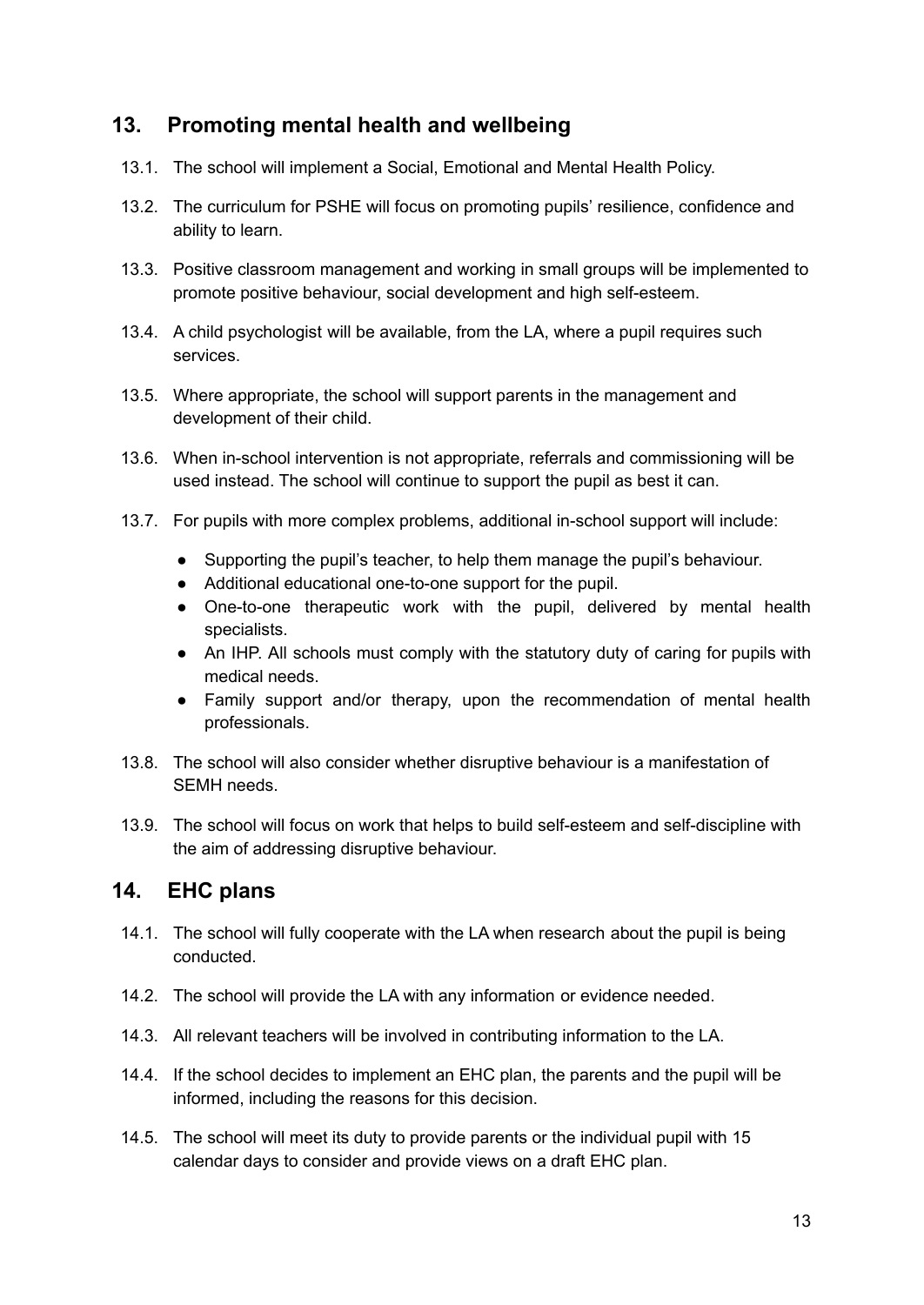## 13. Promoting mental health and wellbeing

13.1. The school will implement a Social, Emotional and Mental Health Policy.

13.2. The curriculum for PSHE will focus on promoting pupils' resilience, confidence and ability to learn.

13.3. Positive classroom management and working in small groups will be implemented to promote positive behaviour, social development and high self-esteem.

13.4. A child psychologist will be available, from the LA, where a pupil requires such services.

13.5. Where appropriate, the school will support parents in the management and development of their child.

13.6. When in-school intervention is not appropriate, referrals and commissioning will be used instead. The school will continue to support the pupil as best it can.

13.7. For pupils with more complex problems, additional in-school support will include:

- Supporting the pupil's teacher, to help them manage the pupil's behaviour.
- Additional educational one-to-one support for the pupil.
- One-to-one therapeutic work with the pupil, delivered by mental health specialists.
- An IHP. All schools must comply with the statutory duty of caring for pupils with medical needs.
- Family support and/or therapy, upon the recommendation of mental health professionals.

13.8. The school will also consider whether disruptive behaviour is a manifestation of SEMH needs.

13.9. The school will focus on work that helps to build self-esteem and self-discipline with the aim of addressing disruptive behaviour.

## 14. EHC plans

14.1. The school will fully cooperate with the LA when research about the pupil is being conducted.

14.2. The school will provide the LA with any information or evidence needed.

14.3. All relevant teachers will be involved in contributing information to the LA.

14.4. If the school decides to implement an EHC plan, the parents and the pupil will be informed, including the reasons for this decision.

14.5. The school will meet its duty to provide parents or the individual pupil with 15 calendar days to consider and provide views on a draft EHC plan.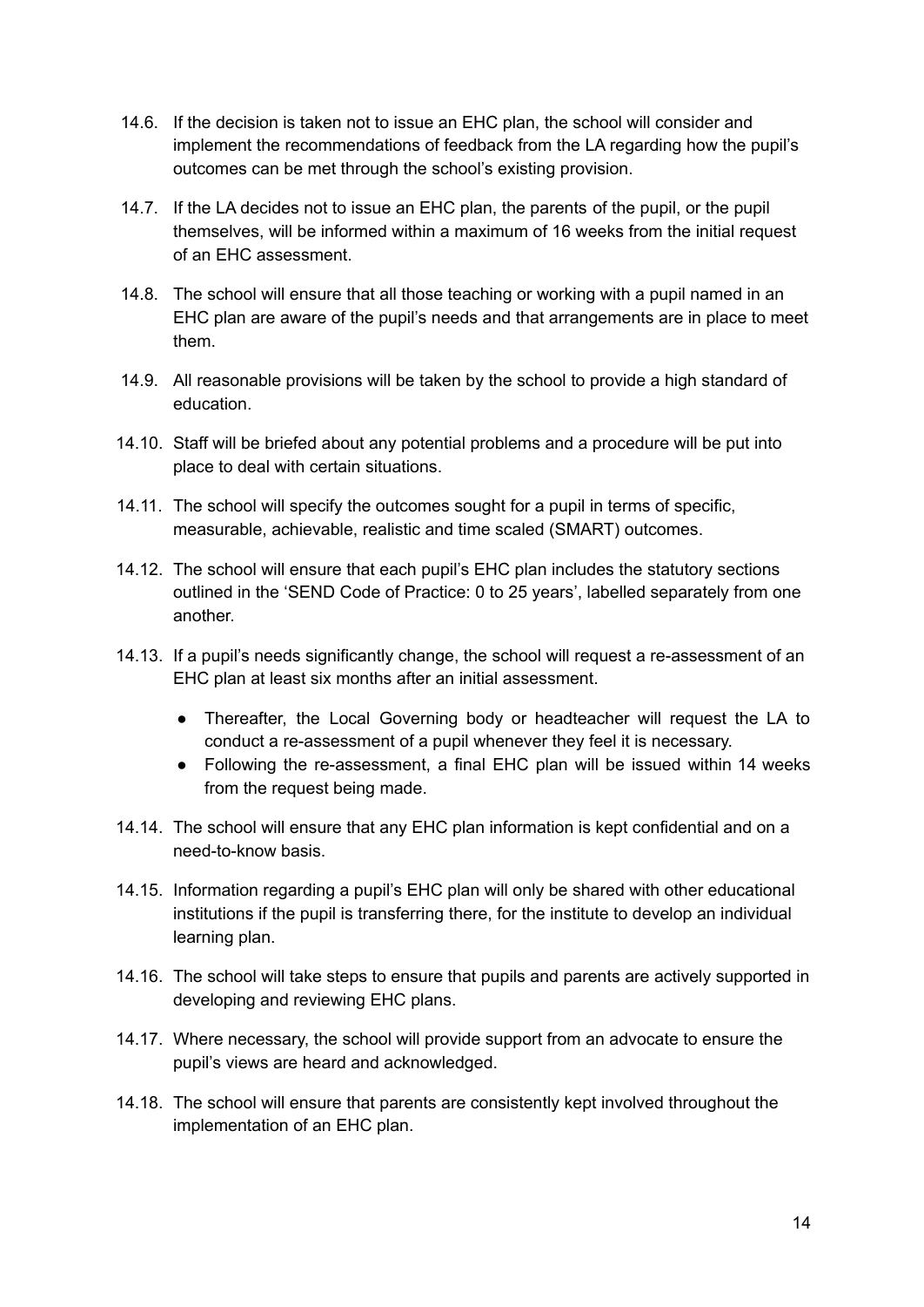14.6. If the decision is taken not to issue an EHC plan, the school will consider and implement the recommendations of feedback from the LA regarding how the pupil's outcomes can be met through the school's existing provision.

14.7. If the LA decides not to issue an EHC plan, the parents of the pupil, or the pupil themselves, will be informed within a maximum of 16 weeks from the initial request of an EHC assessment.

14.8. The school will ensure that all those teaching or working with a pupil named in an EHC plan are aware of the pupil's needs and that arrangements are in place to meet them.

14.9. All reasonable provisions will be taken by the school to provide a high standard of education.

14.10. Staff will be briefed about any potential problems and a procedure will be put into place to deal with certain situations.

14.11. The school will specify the outcomes sought for a pupil in terms of specific, measurable, achievable, realistic and time scaled (SMART) outcomes.

14.12. The school will ensure that each pupil's EHC plan includes the statutory sections outlined in the 'SEND Code of Practice: 0 to 25 years', labelled separately from one another.

14.13. If a pupil's needs significantly change, the school will request a re-assessment of an EHC plan at least six months after an initial assessment.

- Thereafter, the Local Governing body or headteacher will request the LA to conduct a re-assessment of a pupil whenever they feel it is necessary.
- Following the re-assessment, a final EHC plan will be issued within 14 weeks from the request being made.

14.14. The school will ensure that any EHC plan information is kept confidential and on a need-to-know basis.

14.15. Information regarding a pupil's EHC plan will only be shared with other educational institutions if the pupil is transferring there, for the institute to develop an individual learning plan.

14.16. The school will take steps to ensure that pupils and parents are actively supported in developing and reviewing EHC plans.

14.17. Where necessary, the school will provide support from an advocate to ensure the pupil's views are heard and acknowledged.

14.18. The school will ensure that parents are consistently kept involved throughout the implementation of an EHC plan.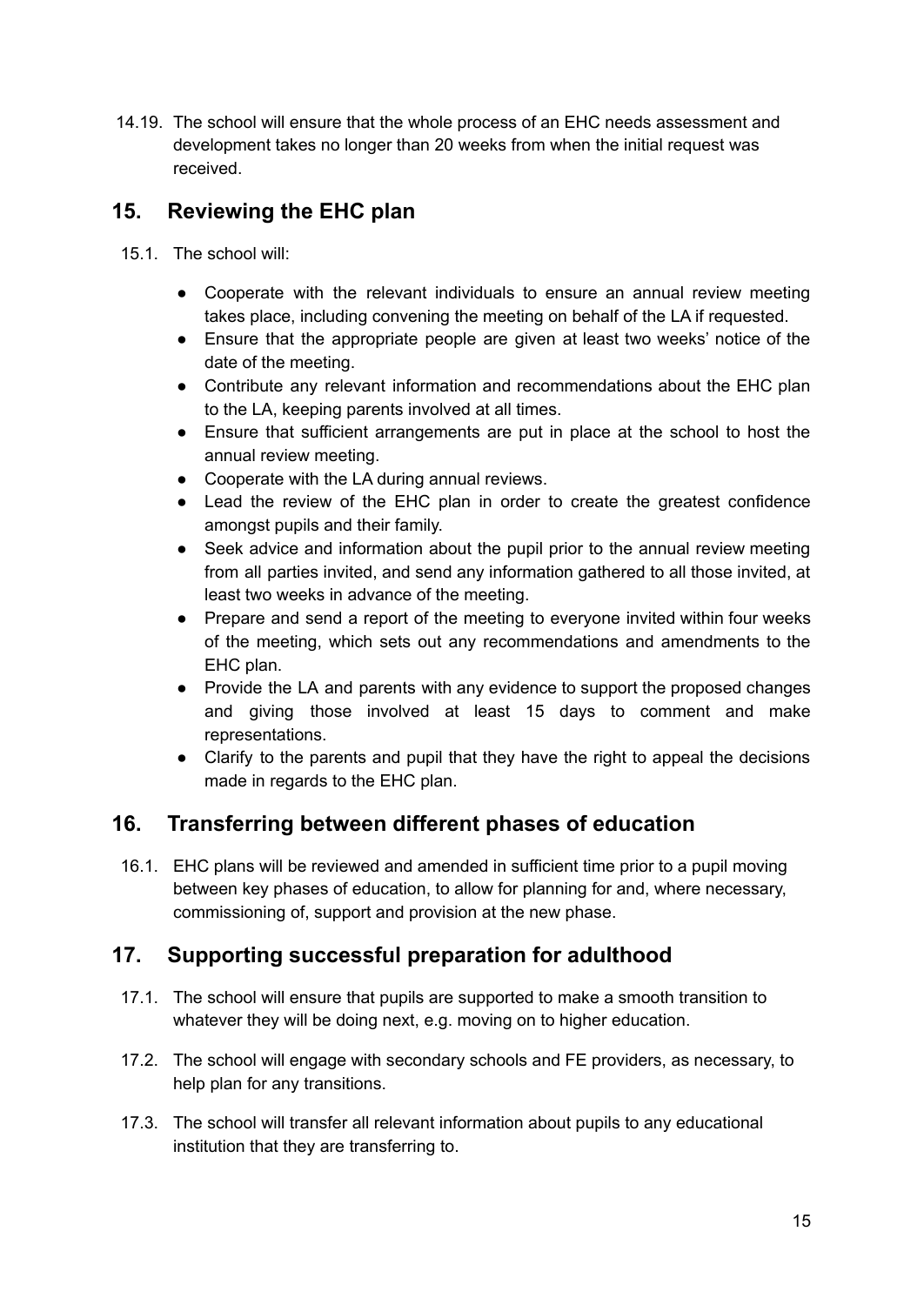14.19. The school will ensure that the whole process of an EHC needs assessment and development takes no longer than 20 weeks from when the initial request was received.

## 15. Reviewing the EHC plan

15.1. The school will:

- Cooperate with the relevant individuals to ensure an annual review meeting takes place, including convening the meeting on behalf of the LA if requested.
- Ensure that the appropriate people are given at least two weeks' notice of the date of the meeting.
- Contribute any relevant information and recommendations about the EHC plan to the LA, keeping parents involved at all times.
- Ensure that sufficient arrangements are put in place at the school to host the annual review meeting.
- Cooperate with the LA during annual reviews.
- Lead the review of the EHC plan in order to create the greatest confidence amongst pupils and their family.
- Seek advice and information about the pupil prior to the annual review meeting from all parties invited, and send any information gathered to all those invited, at least two weeks in advance of the meeting.
- Prepare and send a report of the meeting to everyone invited within four weeks of the meeting, which sets out any recommendations and amendments to the EHC plan.
- Provide the LA and parents with any evidence to support the proposed changes and giving those involved at least 15 days to comment and make representations.
- Clarify to the parents and pupil that they have the right to appeal the decisions made in regards to the EHC plan.

## 16. Transferring between different phases of education

16.1. EHC plans will be reviewed and amended in sufficient time prior to a pupil moving between key phases of education, to allow for planning for and, where necessary, commissioning of, support and provision at the new phase.

## 17. Supporting successful preparation for adulthood

17.1. The school will ensure that pupils are supported to make a smooth transition to whatever they will be doing next, e.g. moving on to higher education.

17.2. The school will engage with secondary schools and FE providers, as necessary, to help plan for any transitions.

17.3. The school will transfer all relevant information about pupils to any educational institution that they are transferring to.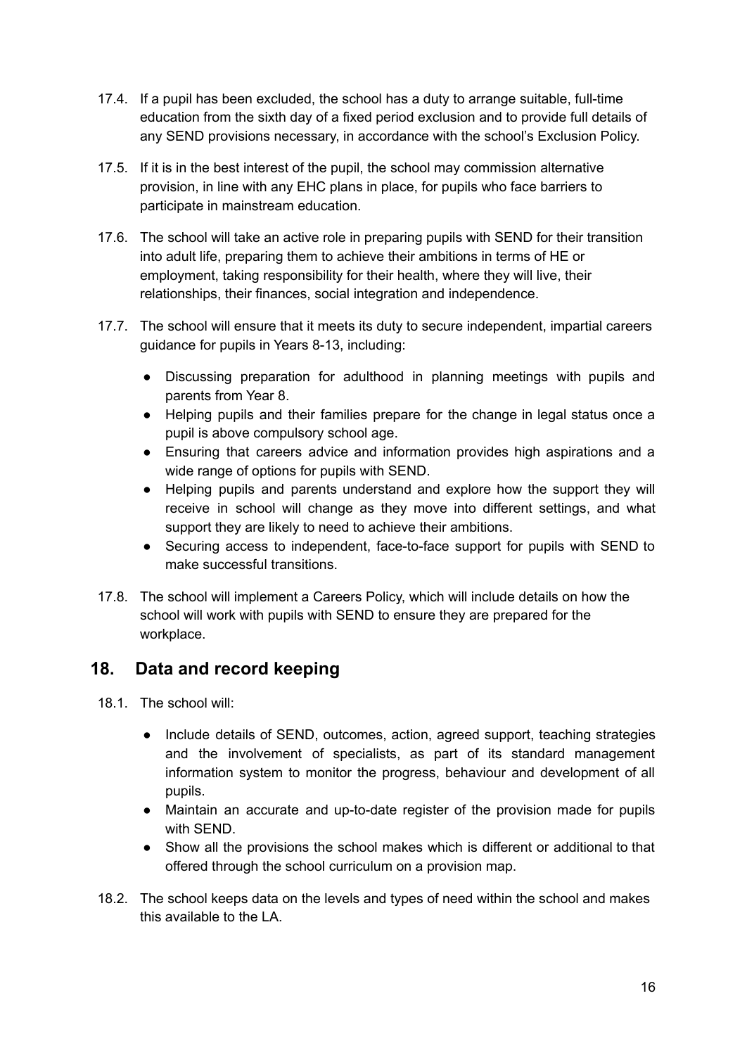17.4. If a pupil has been excluded, the school has a duty to arrange suitable, full-time education from the sixth day of a fixed period exclusion and to provide full details of any SEND provisions necessary, in accordance with the school's Exclusion Policy.

17.5. If it is in the best interest of the pupil, the school may commission alternative provision, in line with any EHC plans in place, for pupils who face barriers to participate in mainstream education.

17.6. The school will take an active role in preparing pupils with SEND for their transition into adult life, preparing them to achieve their ambitions in terms of HE or employment, taking responsibility for their health, where they will live, their relationships, their finances, social integration and independence.

17.7. The school will ensure that it meets its duty to secure independent, impartial careers guidance for pupils in Years 8-13, including:

- Discussing preparation for adulthood in planning meetings with pupils and parents from Year 8.
- Helping pupils and their families prepare for the change in legal status once a pupil is above compulsory school age.
- Ensuring that careers advice and information provides high aspirations and a wide range of options for pupils with SEND.
- Helping pupils and parents understand and explore how the support they will receive in school will change as they move into different settings, and what support they are likely to need to achieve their ambitions.
- Securing access to independent, face-to-face support for pupils with SEND to make successful transitions.

17.8. The school will implement a Careers Policy, which will include details on how the school will work with pupils with SEND to ensure they are prepared for the workplace.

## 18. Data and record keeping

18.1. The school will:

- Include details of SEND, outcomes, action, agreed support, teaching strategies and the involvement of specialists, as part of its standard management information system to monitor the progress, behaviour and development of all pupils.
- Maintain an accurate and up-to-date register of the provision made for pupils with SEND.
- Show all the provisions the school makes which is different or additional to that offered through the school curriculum on a provision map.

18.2. The school keeps data on the levels and types of need within the school and makes this available to the LA.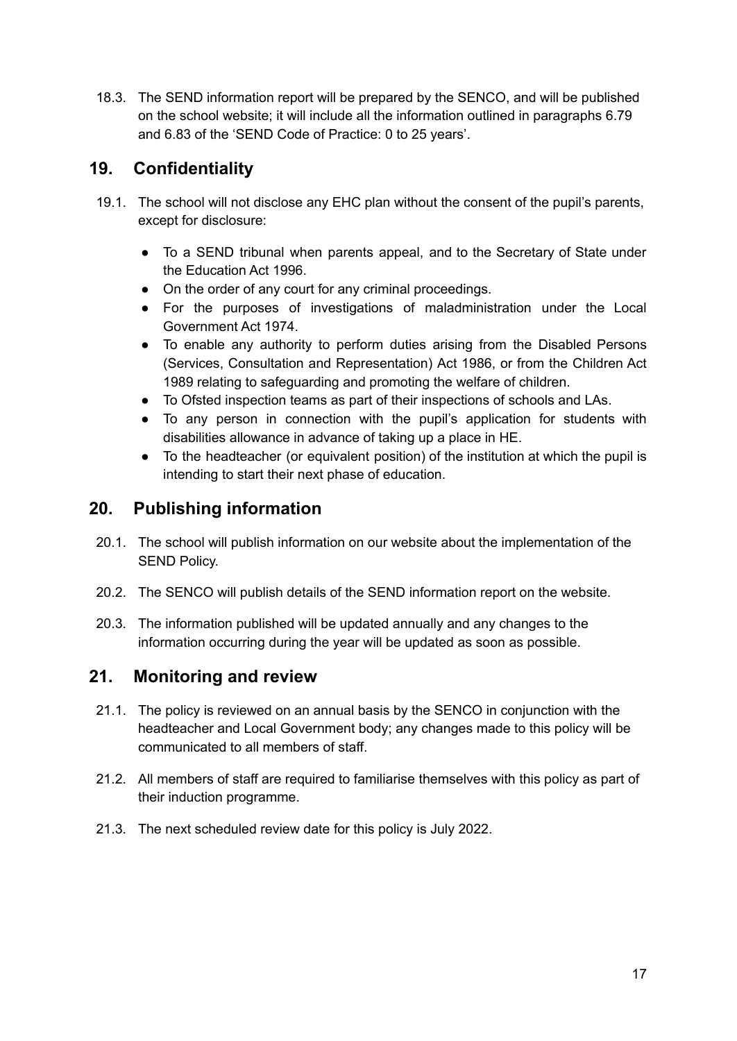18.3. The SEND information report will be prepared by the SENCO, and will be published on the school website; it will include all the information outlined in paragraphs 6.79 and 6.83 of the 'SEND Code of Practice: 0 to 25 years'.

## 19. Confidentiality

19.1. The school will not disclose any EHC plan without the consent of the pupil's parents, except for disclosure:

- To a SEND tribunal when parents appeal, and to the Secretary of State under the Education Act 1996.
- On the order of any court for any criminal proceedings.
- For the purposes of investigations of maladministration under the Local Government Act 1974.
- To enable any authority to perform duties arising from the Disabled Persons (Services, Consultation and Representation) Act 1986, or from the Children Act 1989 relating to safeguarding and promoting the welfare of children.
- To Ofsted inspection teams as part of their inspections of schools and LAs.
- To any person in connection with the pupil's application for students with disabilities allowance in advance of taking up a place in HE.
- To the headteacher (or equivalent position) of the institution at which the pupil is intending to start their next phase of education.

## 20. Publishing information

20.1. The school will publish information on our website about the implementation of the SEND Policy.

20.2. The SENCO will publish details of the SEND information report on the website.

20.3. The information published will be updated annually and any changes to the information occurring during the year will be updated as soon as possible.

## 21. Monitoring and review

21.1. The policy is reviewed on an annual basis by the SENCO in conjunction with the headteacher and Local Government body; any changes made to this policy will be communicated to all members of staff.

21.2. All members of staff are required to familiarise themselves with this policy as part of their induction programme.

21.3. The next scheduled review date for this policy is July 2022.